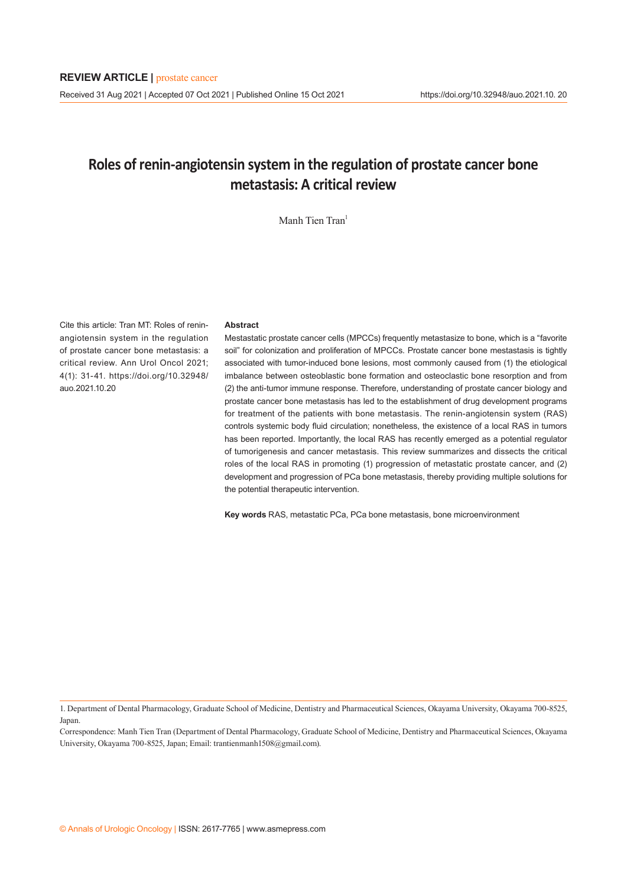**REVIEW ARTICLE |** prostate cancer

Received 31 Aug 2021 | Accepted 07 Oct 2021 | Published Online 15 Oct 2021 https://doi.org/10.32948/auo.2021.10. 20

# Roles of renin-angiotensin system in the regulation of prostate cancer bone metastasis: A critical review

Manh Tien Tran[1]

Cite this article: Tran MT: Roles of renin-angiotensin system in the regulation of prostate cancer bone metastasis: a critical review. Ann Urol Oncol 2021; 4(1): 31-41. https://doi.org/10.32948/auo.2021.10.20

### Abstract

Mestastatic prostate cancer cells (MPCCs) frequently metastasize to bone, which is a "favorite soil" for colonization and proliferation of MPCCs. Prostate cancer bone mestastasis is tightly associated with tumor-induced bone lesions, most commonly caused from (1) the etiological imbalance between osteoblastic bone formation and osteoclastic bone resorption and from (2) the anti-tumor immune response. Therefore, understanding of prostate cancer biology and prostate cancer bone metastasis has led to the establishment of drug development programs for treatment of the patients with bone metastasis. The renin-angiotensin system (RAS) controls systemic body fluid circulation; nonetheless, the existence of a local RAS in tumors has been reported. Importantly, the local RAS has recently emerged as a potential regulator of tumorigenesis and cancer metastasis. This review summarizes and dissects the critical roles of the local RAS in promoting (1) progression of metastatic prostate cancer, and (2) development and progression of PCa bone metastasis, thereby providing multiple solutions for the potential therapeutic intervention.

**Key words** RAS, metastatic PCa, PCa bone metastasis, bone microenvironment

1. Department of Dental Pharmacology, Graduate School of Medicine, Dentistry and Pharmaceutical Sciences, Okayama University, Okayama 700-8525, Japan.

Correspondence: Manh Tien Tran (Department of Dental Pharmacology, Graduate School of Medicine, Dentistry and Pharmaceutical Sciences, Okayama University, Okayama 700-8525, Japan; Email: trantienmanh1508@gmail.com).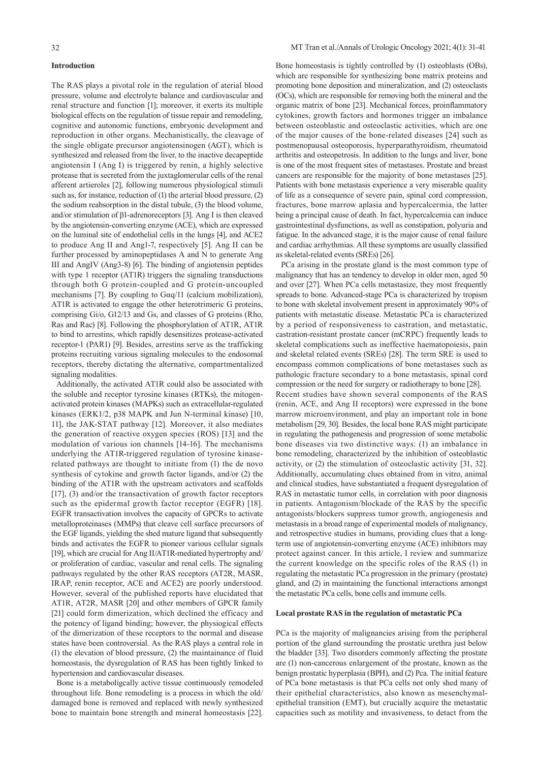## Introduction

The RAS plays a pivotal role in the regulation of aterial blood pressure, volume and electrolyte balance and cardiovascular and renal structure and function [1]; moreover, it exerts its multiple biological effects on the regulation of tissue repair and remodeling, cognitive and autonomic functions, embryonic development and reproduction in other organs. Mechanistically, the cleavage of the single obligate precursor angiotensinogen (AGT), which is synthesized and released from the liver, to the inactive decapeptide angiotensin I (Ang I) is triggered by renin, a highly selective protease that is secreted from the juxtaglomerular cells of the renal afferent artieroles [2], following numerous physiological stimuli such as, for instance, reduction of (1) the arterial blood pressure, (2) the sodium reabsorption in the distal tubule, (3) the blood volume, and/or stimulation of β1-adrenoreceptors [3]. Ang I is then cleaved by the angiotensin-converting enzyme (ACE), which are expressed on the luminal site of endothelial cells in the lungs [4], and ACE2 to produce Ang II and Ang1-7, respectively [5]. Ang II can be further processed by aminopeptidases A and N to generate Ang III and AngIV (Ang3-8) [6]. The binding of angiotensin peptides with type 1 receptor (AT1R) triggers the signaling transductions through both G protein-coupled and G protein-uncoupled mechanisms [7]. By coupling to Gαq/11 (calcium mobilization), AT1R is activated to engage the other heterotrimeric G proteins, comprising Gi/o, G12/13 and Gs, and classes of G proteins (Rho, Ras and Rac) [8]. Following the phosphorylation of AT1R, AT1R to bind to arrestins, which rapidly desensitizes protease-activated receptor-1 (PAR1) [9]. Besides, arrestins serve as the trafficking proteins recruiting various signaling molecules to the endosomal receptors, thereby dictating the alternative, compartmentalized signaling modalities.

Additionally, the activated AT1R could also be associated with the soluble and receptor tyrosine kinases (RTKs), the mitogen-activated protein kinases (MAPKs) such as extracellular-regulated kinases (ERK1/2, p38 MAPK and Jun N-terminal kinase) [10, 11], the JAK-STAT pathway [12]. Moreover, it also mediates the generation of reactive oxygen species (ROS) [13] and the modulation of various ion channels [14-16]. The mechanisms underlying the AT1R-triggered regulation of tyrosine kinase-related pathways are thought to initiate from (1) the de novo synthesis of cytokine and growth factor ligands, and/or (2) the binding of the AT1R with the upstream activators and scaffolds [17], (3) and/or the transactivation of growth factor receptors such as the epidermal growth factor receptor (EGFR) [18]. EGFR transactivation involves the capacity of GPCRs to activate metalloproteinases (MMPs) that cleave cell surface precursors of the EGF ligands, yielding the shed mature ligand that subsequently binds and activates the EGFR to pioneer various cellular signals [19], which are crucial for Ang II/AT1R-mediated hypertrophy and/or proliferation of cardiac, vascular and renal cells. The signaling pathways regulated by the other RAS receptors (AT2R, MASR, IRAP, renin receptor, ACE and ACE2) are poorly understood. However, several of the published reports have elucidated that AT1R, AT2R, MASR [20] and other members of GPCR family [21] could form dimerization, which declined the efficacy and the potency of ligand binding; however, the physiological effects of the dimerization of these receptors to the normal and disease states have been controversial. As the RAS plays a central role in (1) the elevation of blood pressure, (2) the maintainance of fluid homeostasis, the dysregulation of RAS has been tightly linked to hypertension and cardiovascular diseases.

Bone is a metaboligcally active tissue continuously remodeled throughout life. Bone remodeling is a process in which the old/damaged bone is removed and replaced with newly synthesized bone to maintain bone strength and mineral homeostasis [22]. Bone homeostasis is tightly controlled by (1) osteoblasts (OBs), which are responsible for synthesizing bone matrix proteins and promoting bone deposition and mineralization, and (2) osteoclasts (OCs), which are responsible for removing both the mineral and the organic matrix of bone [23]. Mechanical forces, proinflammatory cytokines, growth factors and hormones trigger an imbalance between osteoblastic and osteoclastic activities, which are one of the major causes of the bone-related diseases [24] such as postmenopausal osteoporosis, hyperparathyroidism, rheumatoid arthritis and osteopetrosis. In addition to the lungs and liver, bone is one of the most frequent sites of metastases. Prostate and breast cancers are responsible for the majority of bone metastases [25]. Patients with bone metastasis experience a very miserable quality of life as a consequence of severe pain, spinal cord compression, fractures, bone marrow aplasia and hypercalcermia, the latter being a principal cause of death. In fact, hypercalcemia can induce gastrointestinal dysfunctions, as well as constipation, polyuria and fatigue. In the advanced stage, it is the major cause of renal failure and cardiac arrhythmias. All these symptoms are usually classified as skeletal-related events (SREs) [26].

PCa arising in the prostate gland is the most common type of malignancy that has an tendency to develop in older men, aged 50 and over [27]. When PCa cells metastasize, they most frequently spreads to bone. Advanced-stage PCa is characterized by tropism to bone with skeletal involvement present in approximately 90% of patients with metastatic disease. Metastatic PCa is characterized by a period of responsiveness to castration, and metastatic, castration-resistant prostate cancer (mCRPC) frequently leads to skeletal complications such as ineffective haematopoiesis, pain and skeletal related events (SREs) [28]. The term SRE is used to encompass common complications of bone metastases such as pathologic fracture secondary to a bone metastasis, spinal cord compression or the need for surgery or radiotherapy to bone [28].

Recent studies have shown several components of the RAS (renin, ACE, and Ang II receptors) were expressed in the bone marrow microenvironment, and play an important role in bone metabolism [29, 30]. Besides, the local bone RAS might participate in regulating the pathogenesis and progression of some metabolic bone diseases via two distinctive ways: (1) an imbalance in bone remodeling, characterized by the inhibition of osteoblastic activity, or (2) the stimulation of osteoclastic activity [31, 32]. Additionally, accumulating clues obtained from in vitro, animal and clinical studies, have substantiated a frequent dysregulation of RAS in metastatic tumor cells, in correlation with poor diagnosis in patients. Antagonism/blockade of the RAS by the specific antagonists/blockers suppress tumor growth, angiogenesis and metastasis in a broad range of experimental models of malignancy, and retrospective studies in humans, providing clues that a long-term use of angiotensin-converting enzyme (ACE) inhibitors may protect against cancer. In this article, I review and summarize the current knowledge on the specific roles of the RAS (1) in regulating the metastatic PCa progression in the primary (prostate) gland, and (2) in maintaining the functional interactions amongst the metastatic PCa cells, bone cells and immune cells.

## Local prostate RAS in the regulation of metastatic PCa

PCa is the majority of malignancies arising from the peripheral portion of the gland surrounding the prostatic urethra just below the bladder [33]. Two disorders commonly affecting the prostate are (1) non-cancerous enlargement of the prostate, known as the benign prostatic hyperplasia (BPH), and (2) Pca. The initial feature of PCa bone metastasis is that PCa cells not only shed many of their epithelial characteristics, also known as mesenchymal-epithelial transition (EMT), but crucially acquire the metastatic capacities such as motility and invasiveness, to detact from the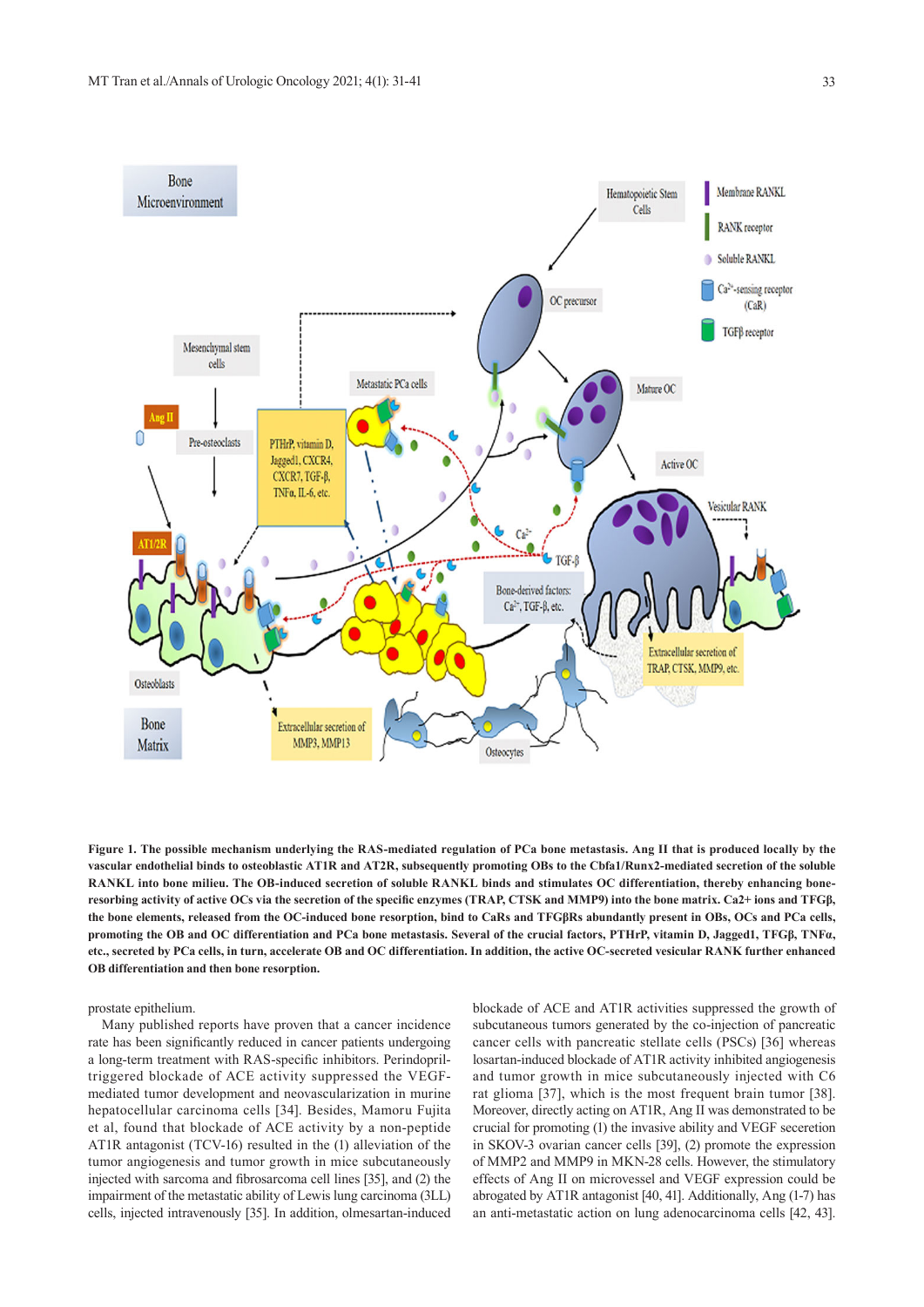**Figure 1. The possible mechanism underlying the RAS-mediated regulation of PCa bone metastasis. Ang II that is produced locally by the vascular endothelial binds to osteoblastic AT1R and AT2R, subsequently promoting OBs to the Cbfa1/Runx2-mediated secretion of the soluble RANKL into bone milieu. The OB-induced secretion of soluble RANKL binds and stimulates OC differentiation, thereby enhancing bone-resorbing activity of active OCs via the secretion of the specific enzymes (TRAP, CTSK and MMP9) into the bone matrix. Ca2+ ions and TFGβ, the bone elements, released from the OC-induced bone resorption, bind to CaRs and TFGβRs abundantly present in OBs, OCs and PCa cells, promoting the OB and OC differentiation and PCa bone metastasis. Several of the crucial factors, PTHrP, vitamin D, Jagged1, TFGβ, TNFα, etc., secreted by PCa cells, in turn, accelerate OB and OC differentiation. In addition, the active OC-secreted vesicular RANK further enhanced OB differentiation and then bone resorption.**

prostate epithelium.

Many published reports have proven that a cancer incidence rate has been significantly reduced in cancer patients undergoing a long-term treatment with RAS-specific inhibitors. Perindopril-triggered blockade of ACE activity suppressed the VEGF-mediated tumor development and neovascularization in murine hepatocellular carcinoma cells [34]. Besides, Mamoru Fujita et al, found that blockade of ACE activity by a non-peptide AT1R antagonist (TCV-16) resulted in the (1) alleviation of the tumor angiogenesis and tumor growth in mice subcutaneously injected with sarcoma and fibrosarcoma cell lines [35], and (2) the impairment of the metastatic ability of Lewis lung carcinoma (3LL) cells, injected intravenously [35]. In addition, olmesartan-induced blockade of ACE and AT1R activities suppressed the growth of subcutaneous tumors generated by the co-injection of pancreatic cancer cells with pancreatic stellate cells (PSCs) [36] whereas losartan-induced blockade of AT1R activity inhibited angiogenesis and tumor growth in mice subcutaneously injected with C6 rat glioma [37], which is the most frequent brain tumor [38]. Moreover, directly acting on AT1R, Ang II was demonstrated to be crucial for promoting (1) the invasive ability and VEGF secreetion in SKOV-3 ovarian cancer cells [39], (2) promote the expression of MMP2 and MMP9 in MKN-28 cells. However, the stimulatory effects of Ang II on microvessel and VEGF expression could be abrogated by AT1R antagonist [40, 41]. Additionally, Ang (1-7) has an anti-metastatic action on lung adenocarcinoma cells [42, 43].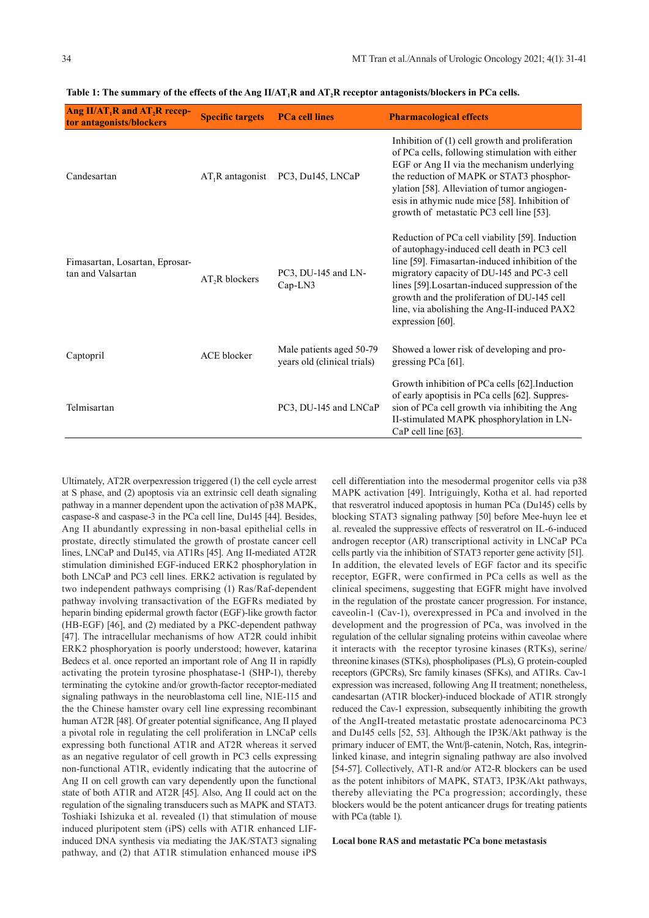**Table 1: The summary of the effects of the Ang II/AT$_1$R and AT$_2$R receptor antagonists/blockers in PCa cells.**

| Ang II/AT$_1$R and AT$_2$R receptor antagonists/blockers | Specific targets | PCa cell lines | Pharmacological effects |
|---|---|---|---|
| Candesartan | AT$_1$R antagonist | PC3, Du145, LNCaP | Inhibition of (1) cell growth and proliferation of PCa cells, following stimulation with either EGF or Ang II via the mechanism underlying the reduction of MAPK or STAT3 phosphorylation [58]. Alleviation of tumor angiogenesis in athymic nude mice [58]. Inhibition of growth of metastatic PC3 cell line [53]. |
| Fimasartan, Losartan, Eprosartan and Valsartan | AT$_2$R blockers | PC3, DU-145 and LNCap-LN3 | Reduction of PCa cell viability [59]. Induction of autophagy-induced cell death in PC3 cell line [59]. Fimasartan-induced inhibition of the migratory capacity of DU-145 and PC-3 cell lines [59].Losartan-induced suppression of the growth and the proliferation of the DU-145 cell line, via abolishing the Ang-II-induced PAX2 expression [60]. |
| Captopril | ACE blocker | Male patients aged 50-79 years old (clinical trials) | Showed a lower risk of developing and progressing PCa [61]. |
| Telmisartan | | PC3, DU-145 and LNCaP | Growth inhibition of PCa cells [62].Induction of early apoptosis in PCa cells [62]. Suppression of PCa cell growth via inhibiting the Ang II-stimulated MAPK phosphorylation in LNCaP cell line [63]. |

Ultimately, AT2R overpexression triggered (1) the cell cycle arrest at S phase, and (2) apoptosis via an extrinsic cell death signaling pathway in a manner dependent upon the activation of p38 MAPK, caspase-8 and caspase-3 in the PCa cell line, Du145 [44]. Besides, Ang II abundantly expressing in non-basal epithelial cells in prostate, directly stimulated the growth of prostate cancer cell lines, LNCaP and Du145, via AT1Rs [45]. Ang II-mediated AT2R stimulation diminished EGF-induced ERK2 phosphorylation in both LNCaP and PC3 cell lines. ERK2 activation is regulated by two independent pathways comprising (1) Ras/Raf-dependent pathway involving transactivation of the EGFRs mediated by heparin binding epidermal growth factor (EGF)-like growth factor (HB-EGF) [46], and (2) mediated by a PKC-dependent pathway [47]. The intracellular mechanisms of how AT2R could inhibit ERK2 phosphoryation is poorly understood; however, katarina Bedecs et al. once reported an important role of Ang II in rapidly activating the protein tyrosine phosphatase-1 (SHP-1), thereby terminating the cytokine and/or growth-factor receptor-mediated signaling pathways in the neuroblastoma cell line, N1E-115 and the the Chinese hamster ovary cell line expressing recombinant human AT2R [48]. Of greater potential significance, Ang II played a pivotal role in regulating the cell proliferation in LNCaP cells expressing both functional AT1R and AT2R whereas it served as an negative regulator of cell growth in PC3 cells expressing non-functional AT1R, evidently indicating that the autocrine of Ang II on cell growth can vary dependently upon the functional state of both AT1R and AT2R [45]. Also, Ang II could act on the regulation of the signaling transducers such as MAPK and STAT3. Toshiaki Ishizuka et al. revealed (1) that stimulation of mouse induced pluripotent stem (iPS) cells with AT1R enhanced LIF-induced DNA synthesis via mediating the JAK/STAT3 signaling pathway, and (2) that AT1R stimulation enhanced mouse iPS cell differentiation into the mesodermal progenitor cells via p38 MAPK activation [49]. Intriguingly, Kotha et al. had reported that resveratrol induced apoptosis in human PCa (Du145) cells by blocking STAT3 signaling pathway [50] before Mee-huyn lee et al. revealed the suppressive effects of resveratrol on IL-6-induced androgen receptor (AR) transcriptional activity in LNCaP PCa cells partly via the inhibition of STAT3 reporter gene activity [51]. In addition, the elevated levels of EGF factor and its specific receptor, EGFR, were confirmed in PCa cells as well as the clinical specimens, suggesting that EGFR might have involved in the regulation of the prostate cancer progression. For instance, caveolin-1 (Cav-1), overexpressed in PCa and involved in the development and the progression of PCa, was involved in the regulation of the cellular signaling proteins within caveolae where it interacts with the receptor tyrosine kinases (RTKs), serine/threonine kinases (STKs), phospholipases (PLs), G protein-coupled receptors (GPCRs), Src family kinases (SFKs), and AT1Rs. Cav-1 expression was increased, following Ang II treatment; nonetheless, candesartan (AT1R blocker)-induced blockade of AT1R strongly reduced the Cav-1 expression, subsequently inhibiting the growth of the AngII-treated metastatic prostate adenocarcinoma PC3 and Du145 cells [52, 53]. Although the IP3K/Akt pathway is the primary inducer of EMT, the Wnt/β-catenin, Notch, Ras, integrin-linked kinase, and integrin signaling pathway are also involved [54-57]. Collectively, AT1-R and/or AT2-R blockers can be used as the potent inhibitors of MAPK, STAT3, IP3K/Akt pathways, thereby alleviating the PCa progression; accordingly, these blockers would be the potent anticancer drugs for treating patients with PCa (table 1).

**Local bone RAS and metastatic PCa bone metastasis**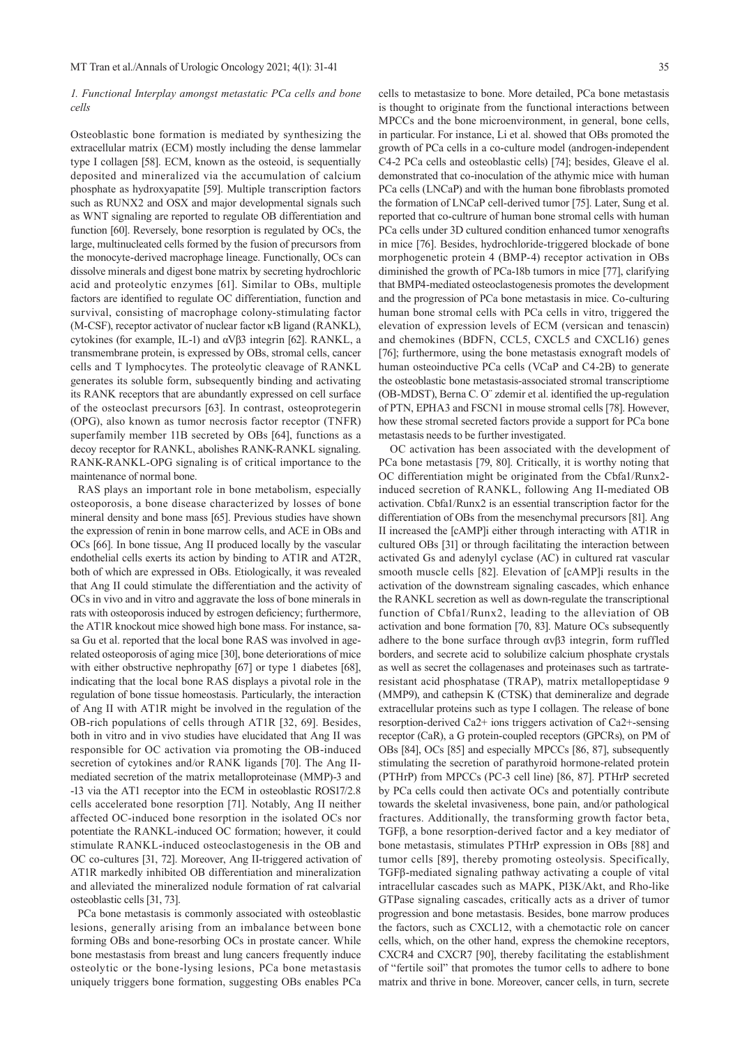### *1. Functional Interplay amongst metastatic PCa cells and bone cells*

Osteoblastic bone formation is mediated by synthesizing the extracellular matrix (ECM) mostly including the dense lammelar type I collagen [58]. ECM, known as the osteoid, is sequentially deposited and mineralized via the accumulation of calcium phosphate as hydroxyapatite [59]. Multiple transcription factors such as RUNX2 and OSX and major developmental signals such as WNT signaling are reported to regulate OB differentiation and function [60]. Reversely, bone resorption is regulated by OCs, the large, multinucleated cells formed by the fusion of precursors from the monocyte-derived macrophage lineage. Functionally, OCs can dissolve minerals and digest bone matrix by secreting hydrochloric acid and proteolytic enzymes [61]. Similar to OBs, multiple factors are identified to regulate OC differentiation, function and survival, consisting of macrophage colony-stimulating factor (M-CSF), receptor activator of nuclear factor κB ligand (RANKL), cytokines (for example, IL-1) and αVβ3 integrin [62]. RANKL, a transmembrane protein, is expressed by OBs, stromal cells, cancer cells and T lymphocytes. The proteolytic cleavage of RANKL generates its soluble form, subsequently binding and activating its RANK receptors that are abundantly expressed on cell surface of the osteoclast precursors [63]. In contrast, osteoprotegerin (OPG), also known as tumor necrosis factor receptor (TNFR) superfamily member 11B secreted by OBs [64], functions as a decoy receptor for RANKL, abolishes RANK-RANKL signaling. RANK-RANKL-OPG signaling is of critical importance to the maintenance of normal bone.

RAS plays an important role in bone metabolism, especially osteoporosis, a bone disease characterized by losses of bone mineral density and bone mass [65]. Previous studies have shown the expression of renin in bone marrow cells, and ACE in OBs and OCs [66]. In bone tissue, Ang II produced locally by the vascular endothelial cells exerts its action by binding to AT1R and AT2R, both of which are expressed in OBs. Etiologically, it was revealed that Ang II could stimulate the differentiation and the activity of OCs in vivo and in vitro and aggravate the loss of bone minerals in rats with osteoporosis induced by estrogen deficiency; furthermore, the AT1R knockout mice showed high bone mass. For instance, sasa Gu et al. reported that the local bone RAS was involved in age-related osteoporosis of aging mice [30], bone deteriorations of mice with either obstructive nephropathy [67] or type 1 diabetes [68], indicating that the local bone RAS displays a pivotal role in the regulation of bone tissue homeostasis. Particularly, the interaction of Ang II with AT1R might be involved in the regulation of the OB-rich populations of cells through AT1R [32, 69]. Besides, both in vitro and in vivo studies have elucidated that Ang II was responsible for OC activation via promoting the OB-induced secretion of cytokines and/or RANK ligands [70]. The Ang II-mediated secretion of the matrix metalloproteinase (MMP)-3 and -13 via the AT1 receptor into the ECM in osteoblastic ROS17/2.8 cells accelerated bone resorption [71]. Notably, Ang II neither affected OC-induced bone resorption in the isolated OCs nor potentiate the RANKL-induced OC formation; however, it could stimulate RANKL-induced osteoclastogenesis in the OB and OC co-cultures [31, 72]. Moreover, Ang II-triggered activation of AT1R markedly inhibited OB differentiation and mineralization and alleviated the mineralized nodule formation of rat calvarial osteoblastic cells [31, 73].

PCa bone metastasis is commonly associated with osteoblastic lesions, generally arising from an imbalance between bone forming OBs and bone-resorbing OCs in prostate cancer. While bone mestastasis from breast and lung cancers frequently induce osteolytic or the bone-lysing lesions, PCa bone metastasis uniquely triggers bone formation, suggesting OBs enables PCa cells to metastasize to bone. More detailed, PCa bone metastasis is thought to originate from the functional interactions between MPCCs and the bone microenvironment, in general, bone cells, in particular. For instance, Li et al. showed that OBs promoted the growth of PCa cells in a co-culture model (androgen-independent C4-2 PCa cells and osteoblastic cells) [74]; besides, Gleave el al. demonstrated that co-inoculation of the athymic mice with human PCa cells (LNCaP) and with the human bone fibroblasts promoted the formation of LNCaP cell-derived tumor [75]. Later, Sung et al. reported that co-cultrure of human bone stromal cells with human PCa cells under 3D cultured condition enhanced tumor xenografts in mice [76]. Besides, hydrochloride-triggered blockade of bone morphogenetic protein 4 (BMP-4) receptor activation in OBs diminished the growth of PCa-18b tumors in mice [77], clarifying that BMP4-mediated osteoclastogenesis promotes the development and the progression of PCa bone metastasis in mice. Co-culturing human bone stromal cells with PCa cells in vitro, triggered the elevation of expression levels of ECM (versican and tenascin) and chemokines (BDFN, CCL5, CXCL5 and CXCL16) genes [76]; furthermore, using the bone metastasis exnograft models of human osteoinductive PCa cells (VCaP and C4-2B) to generate the osteoblastic bone metastasis-associated stromal transcriptiome (OB-MDST), Berna C. O¨ zdemir et al. identified the up-regulation of PTN, EPHA3 and FSCN1 in mouse stromal cells [78]. However, how these stromal secreted factors provide a support for PCa bone metastasis needs to be further investigated.

OC activation has been associated with the development of PCa bone metastasis [79, 80]. Critically, it is worthy noting that OC differentiation might be originated from the Cbfa1/Runx2-induced secretion of RANKL, following Ang II-mediated OB activation. Cbfa1/Runx2 is an essential transcription factor for the differentiation of OBs from the mesenchymal precursors [81]. Ang II increased the [cAMP]i either through interacting with AT1R in cultured OBs [31] or through facilitating the interaction between activated Gs and adenylyl cyclase (AC) in cultured rat vascular smooth muscle cells [82]. Elevation of [cAMP]i results in the activation of the downstream signaling cascades, which enhance the RANKL secretion as well as down-regulate the transcriptional function of Cbfa1/Runx2, leading to the alleviation of OB activation and bone formation [70, 83]. Mature OCs subsequently adhere to the bone surface through αvβ3 integrin, form ruffled borders, and secrete acid to solubilize calcium phosphate crystals as well as secret the collagenases and proteinases such as tartrate-resistant acid phosphatase (TRAP), matrix metallopeptidase 9 (MMP9), and cathepsin K (CTSK) that demineralize and degrade extracellular proteins such as type I collagen. The release of bone resorption-derived $Ca^{2+}$ ions triggers activation of $Ca^{2+}$-sensing receptor (CaR), a G protein-coupled receptors (GPCRs), on PM of OBs [84], OCs [85] and especially MPCCs [86, 87], subsequently stimulating the secretion of parathyroid hormone-related protein (PTHrP) from MPCCs (PC-3 cell line) [86, 87]. PTHrP secreted by PCa cells could then activate OCs and potentially contribute towards the skeletal invasiveness, bone pain, and/or pathological fractures. Additionally, the transforming growth factor beta, TGFβ, a bone resorption-derived factor and a key mediator of bone metastasis, stimulates PTHrP expression in OBs [88] and tumor cells [89], thereby promoting osteolysis. Specifically, TGFβ-mediated signaling pathway activating a couple of vital intracellular cascades such as MAPK, PI3K/Akt, and Rho-like GTPase signaling cascades, critically acts as a driver of tumor progression and bone metastasis. Besides, bone marrow produces the factors, such as CXCL12, with a chemotactic role on cancer cells, which, on the other hand, express the chemokine receptors, CXCR4 and CXCR7 [90], thereby facilitating the establishment of "fertile soil" that promotes the tumor cells to adhere to bone matrix and thrive in bone. Moreover, cancer cells, in turn, secrete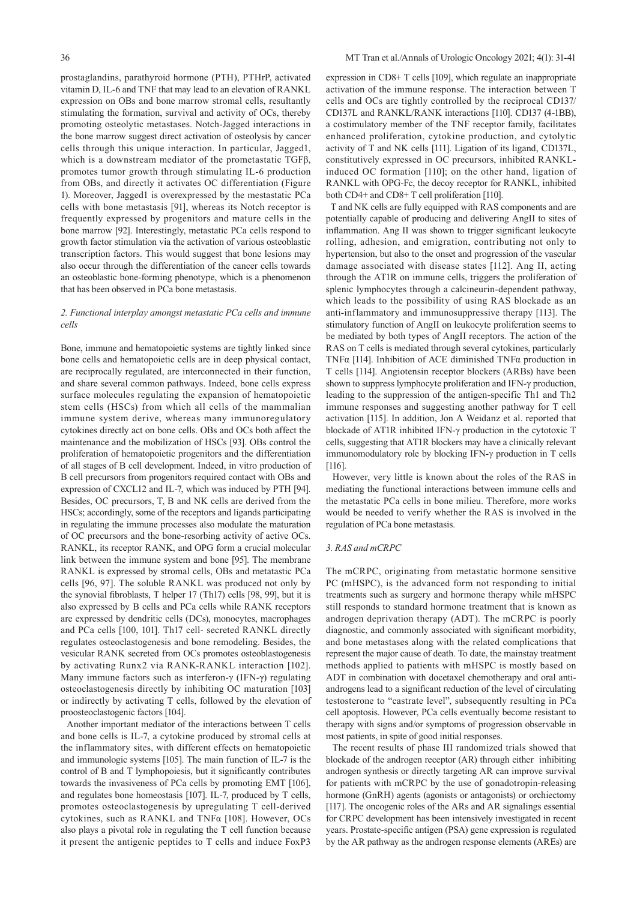prostaglandins, parathyroid hormone (PTH), PTHrP, activated vitamin D, IL-6 and TNF that may lead to an elevation of RANKL expression on OBs and bone marrow stromal cells, resultantly stimulating the formation, survival and activity of OCs, thereby promoting osteolytic metastases. Notch-Jagged interactions in the bone marrow suggest direct activation of osteolysis by cancer cells through this unique interaction. In particular, Jagged1, which is a downstream mediator of the prometastatic TGFβ, promotes tumor growth through stimulating IL-6 production from OBs, and directly it activates OC differentiation (Figure 1). Moreover, Jagged1 is overexpressed by the mestastatic PCa cells with bone metastasis [91], whereas its Notch receptor is frequently expressed by progenitors and mature cells in the bone marrow [92]. Interestingly, metastatic PCa cells respond to growth factor stimulation via the activation of various osteoblastic transcription factors. This would suggest that bone lesions may also occur through the differentiation of the cancer cells towards an osteoblastic bone-forming phenotype, which is a phenomenon that has been observed in PCa bone metastasis.

*2. Functional interplay amongst metastatic PCa cells and immune cells*

Bone, immune and hematopoietic systems are tightly linked since bone cells and hematopoietic cells are in deep physical contact, are reciprocally regulated, are interconnected in their function, and share several common pathways. Indeed, bone cells express surface molecules regulating the expansion of hematopoietic stem cells (HSCs) from which all cells of the mammalian immune system derive, whereas many immunoregulatory cytokines directly act on bone cells. OBs and OCs both affect the maintenance and the mobilization of HSCs [93]. OBs control the proliferation of hematopoietic progenitors and the differentiation of all stages of B cell development. Indeed, in vitro production of B cell precursors from progenitors required contact with OBs and expression of CXCL12 and IL-7, which was induced by PTH [94]. Besides, OC precursors, T, B and NK cells are derived from the HSCs; accordingly, some of the receptors and ligands participating in regulating the immune processes also modulate the maturation of OC precursors and the bone-resorbing activity of active OCs. RANKL, its receptor RANK, and OPG form a crucial molecular link between the immune system and bone [95]. The membrane RANKL is expressed by stromal cells, OBs and metastatic PCa cells [96, 97]. The soluble RANKL was produced not only by the synovial fibroblasts, T helper 17 (Th17) cells [98, 99], but it is also expressed by B cells and PCa cells while RANK receptors are expressed by dendritic cells (DCs), monocytes, macrophages and PCa cells [100, 101]. Th17 cell- secreted RANKL directly regulates osteoclastogenesis and bone remodeling. Besides, the vesicular RANK secreted from OCs promotes osteoblastogenesis by activating Runx2 via RANK-RANKL interaction [102]. Many immune factors such as interferon-γ (IFN-γ) regulating osteoclastogenesis directly by inhibiting OC maturation [103] or indirectly by activating T cells, followed by the elevation of proosteoclastogenic factors [104].

Another important mediator of the interactions between T cells and bone cells is IL-7, a cytokine produced by stromal cells at the inflammatory sites, with different effects on hematopoietic and immunologic systems [105]. The main function of IL-7 is the control of B and T lymphopoiesis, but it significantly contributes towards the invasiveness of PCa cells by promoting EMT [106], and regulates bone homeostasis [107]. IL-7, produced by T cells, promotes osteoclastogenesis by upregulating T cell-derived cytokines, such as RANKL and TNFα [108]. However, OCs also plays a pivotal role in regulating the T cell function because it present the antigenic peptides to T cells and induce FoxP3 expression in CD8+ T cells [109], which regulate an inappropriate activation of the immune response. The interaction between T cells and OCs are tightly controlled by the reciprocal CD137/CD137L and RANKL/RANK interactions [110]. CD137 (4-1BB), a costimulatory member of the TNF receptor family, facilitates enhanced proliferation, cytokine production, and cytolytic activity of T and NK cells [111]. Ligation of its ligand, CD137L, constitutively expressed in OC precursors, inhibited RANKL-induced OC formation [110]; on the other hand, ligation of RANKL with OPG-Fc, the decoy receptor for RANKL, inhibited both CD4+ and CD8+ T cell proliferation [110].

T and NK cells are fully equipped with RAS components and are potentially capable of producing and delivering AngII to sites of inflammation. Ang II was shown to trigger significant leukocyte rolling, adhesion, and emigration, contributing not only to hypertension, but also to the onset and progression of the vascular damage associated with disease states [112]. Ang II, acting through the AT1R on immune cells, triggers the proliferation of splenic lymphocytes through a calcineurin-dependent pathway, which leads to the possibility of using RAS blockade as an anti-inflammatory and immunosuppressive therapy [113]. The stimulatory function of AngII on leukocyte proliferation seems to be mediated by both types of AngII receptors. The action of the RAS on T cells is mediated through several cytokines, particularly TNFα [114]. Inhibition of ACE diminished TNFα production in T cells [114]. Angiotensin receptor blockers (ARBs) have been shown to suppress lymphocyte proliferation and IFN-γ production, leading to the suppression of the antigen-specific Th1 and Th2 immune responses and suggesting another pathway for T cell activation [115]. In addition, Jon A Weidanz et al. reported that blockade of AT1R inhibited IFN-γ production in the cytotoxic T cells, suggesting that AT1R blockers may have a clinically relevant immunomodulatory role by blocking IFN-γ production in T cells [116].

However, very little is known about the roles of the RAS in mediating the functional interactions between immune cells and the metastatic PCa cells in bone milieu. Therefore, more works would be needed to verify whether the RAS is involved in the regulation of PCa bone metastasis.

*3. RAS and mCRPC*

The mCRPC, originating from metastatic hormone sensitive PC (mHSPC), is the advanced form not responding to initial treatments such as surgery and hormone therapy while mHSPC still responds to standard hormone treatment that is known as androgen deprivation therapy (ADT). The mCRPC is poorly diagnostic, and commonly associated with significant morbidity, and bone metastases along with the related complications that represent the major cause of death. To date, the mainstay treatment methods applied to patients with mHSPC is mostly based on ADT in combination with docetaxel chemotherapy and oral anti-androgens lead to a significant reduction of the level of circulating testosterone to "castrate level", subsequently resulting in PCa cell apoptosis. However, PCa cells eventually become resistant to therapy with signs and/or symptoms of progression observable in most patients, in spite of good initial responses.

The recent results of phase III randomized trials showed that blockade of the androgen receptor (AR) through either inhibiting androgen synthesis or directly targeting AR can improve survival for patients with mCRPC by the use of gonadotropin-releasing hormone (GnRH) agents (agonists or antagonists) or orchiectomy [117]. The oncogenic roles of the ARs and AR signalings essential for CRPC development has been intensively investigated in recent years. Prostate-specific antigen (PSA) gene expression is regulated by the AR pathway as the androgen response elements (AREs) are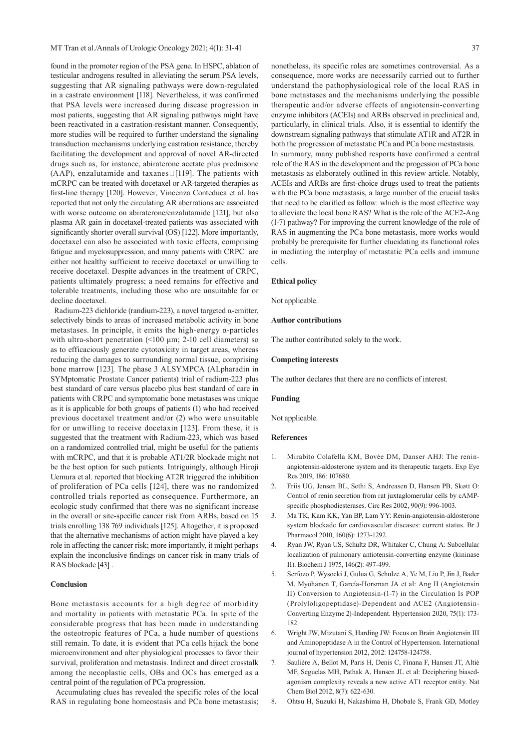found in the promoter region of the PSA gene. In HSPC, ablation of testicular androgens resulted in alleviating the serum PSA levels, suggesting that AR signaling pathways were down-regulated in a castrate environment [118]. Nevertheless, it was confirmed that PSA levels were increased during disease progression in most patients, suggesting that AR signaling pathways might have been reactivated in a castration-resistant manner. Consequently, more studies will be required to further understand the signaling transduction mechanisms underlying castration resistance, thereby facilitating the development and approval of novel AR-directed drugs such as, for instance, abiraterone acetate plus prednisone (AAP), enzalutamide and taxanes [119]. The patients with mCRPC can be treated with docetaxel or AR-targeted therapies as first-line therapy [120]. However, Vincenza Conteduca et al. has reported that not only the circulating AR aberrations are associated with worse outcome on abiraterone/enzalutamide [121], but also plasma AR gain in docetaxel-treated patients was associated with significantly shorter overall survival (OS) [122]. More importantly, docetaxel can also be associated with toxic effects, comprising fatigue and myelosuppression, and many patients with CRPC are either not healthy sufficient to receive docetaxel or unwilling to receive docetaxel. Despite advances in the treatment of CRPC, patients ultimately progress; a need remains for effective and tolerable treatments, including those who are unsuitable for or decline docetaxel.

Radium-223 dichloride (randium-223), a novel targeted α-emitter, selectively binds to areas of increased metabolic activity in bone metastases. In principle, it emits the high-energy α-particles with ultra-short penetration (<100 μm; 2-10 cell diameters) so as to efficaciously generate cytotoxicity in target areas, whereas reducing the damages to surrounding normal tissue, comprising bone marrow [123]. The phase 3 ALSYMPCA (ALpharadin in SYMptomatic Prostate Cancer patients) trial of radium-223 plus best standard of care versus placebo plus best standard of care in patients with CRPC and symptomatic bone metastases was unique as it is applicable for both groups of patients (1) who had received previous docetaxel treatment and/or (2) who were unsuitable for or unwilling to receive docetaxin [123]. From these, it is suggested that the treatment with Radium-223, which was based on a randomized controlled trial, might be useful for the patients with mCRPC, and that it is probable AT1/2R blockade might not be the best option for such patients. Intriguingly, although Hiroji Uemura et al. reported that blocking AT2R triggered the inhibition of proliferation of PCa cells [124], there was no randomized controlled trials reported as consequence. Furthermore, an ecologic study confirmed that there was no significant increase in the overall or site-specific cancer risk from ARBs, based on 15 trials enrolling 138 769 individuals [125]. Altogether, it is proposed that the alternative mechanisms of action might have played a key role in affecting the cancer risk; more importantly, it might perhaps explain the inconclusive findings on cancer risk in many trials of RAS blockade [43] .

## Conclusion

Bone metastasis accounts for a high degree of morbidity and mortality in patients with metastatic PCa. In spite of the considerable progress that has been made in understanding the osteotropic features of PCa, a hude number of questions still remain. To date, it is evident that PCa cells hijack the bone microenvironment and alter physiological processes to favor their survival, proliferation and metastasis. Indirect and direct crosstalk among the necoplastic cells, OBs and OCs has emerged as a central point of the regulation of PCa progression.

Accumulating clues has revealed the specific roles of the local RAS in regulating bone homeostasis and PCa bone metastasis; nonetheless, its specific roles are sometimes controversial. As a consequence, more works are necessarily carried out to further understand the pathophysiological role of the local RAS in bone metastases and the mechanisms underlying the possible therapeutic and/or adverse effects of angiotensin-converting enzyme inhibitors (ACEIs) and ARBs observed in preclinical and, particularly, in clinical trials. Also, it is essential to identify the downstream signaling pathways that stimulate AT1R and AT2R in both the progression of metastatic PCa and PCa bone metastasis.

In summary, many published resports have confirmed a central role of the RAS in the development and the progession of PCa bone metastasis as elaborately outlined in this review article. Notably, ACEIs and ARBs are first-choice drugs used to treat the patients with the PCa bone metastasis, a large number of the crucial tasks that need to be clarified as follow: which is the most effective way to alleviate the local bone RAS? What is the role of the ACE2-Ang (1-7) pathway? For improving the current knowledge of the role of RAS in augmenting the PCa bone metastasis, more works would probably be prerequisite for further elucidating its functional roles in mediating the interplay of metastatic PCa cells and immune cells.

### Ethical policy

Not applicable.

### Author contributions

The author contributed solely to the work.

### Competing interests

The author declares that there are no conflicts of interest.

### Funding

Not applicable.

### References

1. Mirabito Colafella KM, Bovée DM, Danser AHJ: The renin-angiotensin-aldosterone system and its therapeutic targets. Exp Eye Res 2019, 186: 107680.
2. Friis UG, Jensen BL, Sethi S, Andreasen D, Hansen PB, Skøtt O: Control of renin secretion from rat juxtaglomerular cells by cAMP-specific phosphodiesterases. Circ Res 2002, 90(9): 996-1003.
3. Ma TK, Kam KK, Yan BP, Lam YY: Renin-angiotensin-aldosterone system blockade for cardiovascular diseases: current status. Br J Pharmacol 2010, 160(6): 1273-1292.
4. Ryan JW, Ryan US, Schultz DR, Whitaker C, Chung A: Subcellular localization of pulmonary antiotensin-converting enzyme (kininase II). Biochem J 1975, 146(2): 497-499.
5. Serfozo P, Wysocki J, Gulua G, Schulze A, Ye M, Liu P, Jin J, Bader M, Myöhänen T, García-Horsman JA et al: Ang II (Angiotensin II) Conversion to Angiotensin-(1-7) in the Circulation Is POP (Prolyloligopeptidase)-Dependent and ACE2 (Angiotensin-Converting Enzyme 2)-Independent. Hypertension 2020, 75(1): 173-182.
6. Wright JW, Mizutani S, Harding JW: Focus on Brain Angiotensin III and Aminopeptidase A in the Control of Hypertension. International journal of hypertension 2012, 2012: 124758-124758.
7. Saulière A, Bellot M, Paris H, Denis C, Finana F, Hansen JT, Altié MF, Seguelas MH, Pathak A, Hansen JL et al: Deciphering biased-agonism complexity reveals a new active AT1 receptor entity. Nat Chem Biol 2012, 8(7): 622-630.
8. Ohtsu H, Suzuki H, Nakashima H, Dhobale S, Frank GD, Motley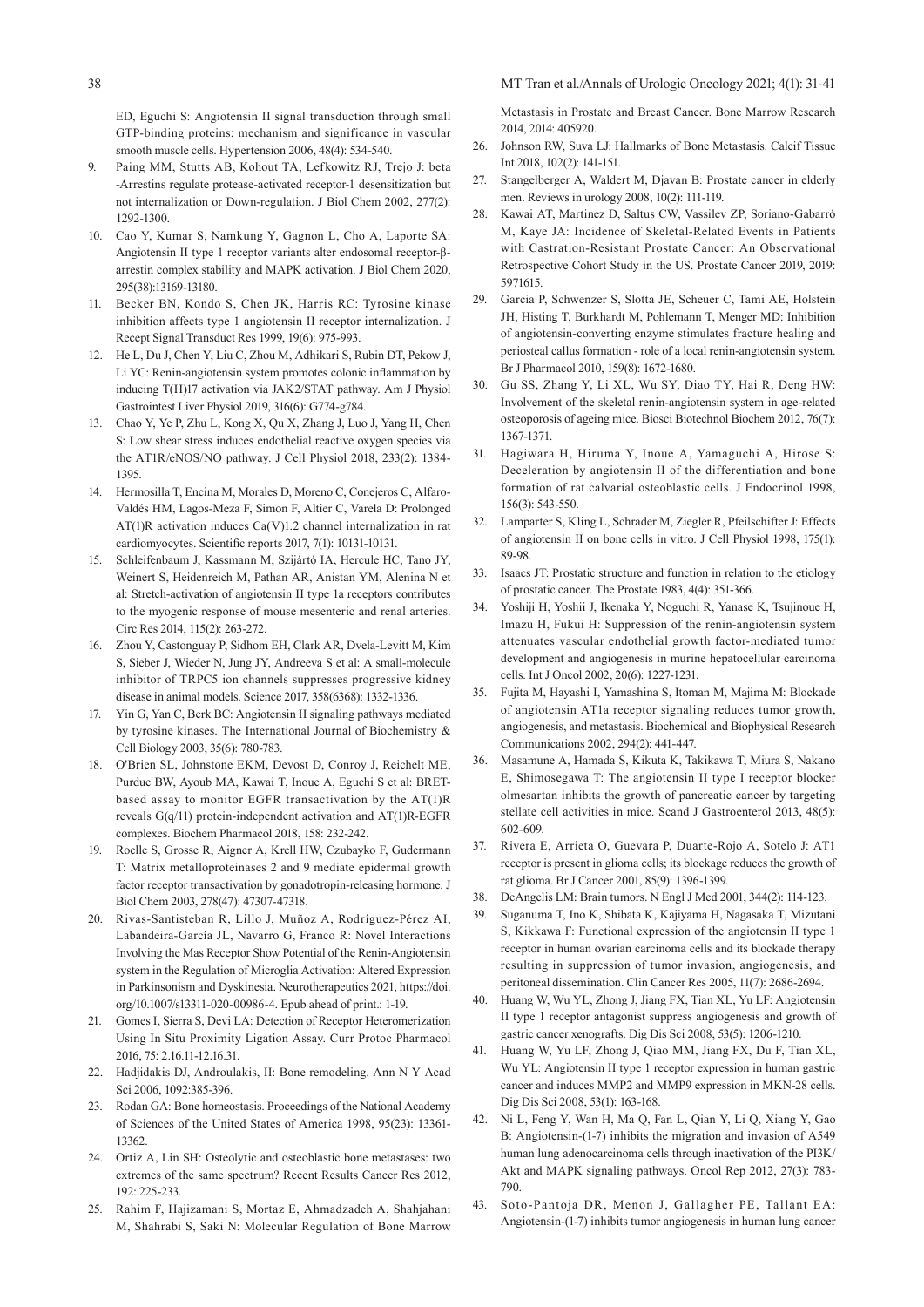ED, Eguchi S: Angiotensin II signal transduction through small GTP-binding proteins: mechanism and significance in vascular smooth muscle cells. Hypertension 2006, 48(4): 534-540.

9. Paing MM, Stutts AB, Kohout TA, Lefkowitz RJ, Trejo J: beta -Arrestins regulate protease-activated receptor-1 desensitization but not internalization or Down-regulation. J Biol Chem 2002, 277(2): 1292-1300.
10. Cao Y, Kumar S, Namkung Y, Gagnon L, Cho A, Laporte SA: Angiotensin II type 1 receptor variants alter endosomal receptor-β-arrestin complex stability and MAPK activation. J Biol Chem 2020, 295(38):13169-13180.
11. Becker BN, Kondo S, Chen JK, Harris RC: Tyrosine kinase inhibition affects type 1 angiotensin II receptor internalization. J Recept Signal Transduct Res 1999, 19(6): 975-993.
12. He L, Du J, Chen Y, Liu C, Zhou M, Adhikari S, Rubin DT, Pekow J, Li YC: Renin-angiotensin system promotes colonic inflammation by inducing T(H)17 activation via JAK2/STAT pathway. Am J Physiol Gastrointest Liver Physiol 2019, 316(6): G774-g784.
13. Chao Y, Ye P, Zhu L, Kong X, Qu X, Zhang J, Luo J, Yang H, Chen S: Low shear stress induces endothelial reactive oxygen species via the AT1R/eNOS/NO pathway. J Cell Physiol 2018, 233(2): 1384-1395.
14. Hermosilla T, Encina M, Morales D, Moreno C, Conejeros C, Alfaro-Valdés HM, Lagos-Meza F, Simon F, Altier C, Varela D: Prolonged AT(1)R activation induces Ca(V)1.2 channel internalization in rat cardiomyocytes. Scientific reports 2017, 7(1): 10131-10131.
15. Schleifenbaum J, Kassmann M, Szijártó IA, Hercule HC, Tano JY, Weinert S, Heidenreich M, Pathan AR, Anistan YM, Alenina N et al: Stretch-activation of angiotensin II type 1a receptors contributes to the myogenic response of mouse mesenteric and renal arteries. Circ Res 2014, 115(2): 263-272.
16. Zhou Y, Castonguay P, Sidhom EH, Clark AR, Dvela-Levitt M, Kim S, Sieber J, Wieder N, Jung JY, Andreeva S et al: A small-molecule inhibitor of TRPC5 ion channels suppresses progressive kidney disease in animal models. Science 2017, 358(6368): 1332-1336.
17. Yin G, Yan C, Berk BC: Angiotensin II signaling pathways mediated by tyrosine kinases. The International Journal of Biochemistry & Cell Biology 2003, 35(6): 780-783.
18. O'Brien SL, Johnstone EKM, Devost D, Conroy J, Reichelt ME, Purdue BW, Ayoub MA, Kawai T, Inoue A, Eguchi S et al: BRET-based assay to monitor EGFR transactivation by the AT(1)R reveals G(q/11) protein-independent activation and AT(1)R-EGFR complexes. Biochem Pharmacol 2018, 158: 232-242.
19. Roelle S, Grosse R, Aigner A, Krell HW, Czubayko F, Gudermann T: Matrix metalloproteinases 2 and 9 mediate epidermal growth factor receptor transactivation by gonadotropin-releasing hormone. J Biol Chem 2003, 278(47): 47307-47318.
20. Rivas-Santisteban R, Lillo J, Muñoz A, Rodríguez-Pérez AI, Labandeira-García JL, Navarro G, Franco R: Novel Interactions Involving the Mas Receptor Show Potential of the Renin-Angiotensin system in the Regulation of Microglia Activation: Altered Expression in Parkinsonism and Dyskinesia. Neurotherapeutics 2021, https://doi.org/10.1007/s13311-020-00986-4. Epub ahead of print.: 1-19.
21. Gomes I, Sierra S, Devi LA: Detection of Receptor Heteromerization Using In Situ Proximity Ligation Assay. Curr Protoc Pharmacol 2016, 75: 2.16.11-12.16.31.
22. Hadjidakis DJ, Androulakis, II: Bone remodeling. Ann N Y Acad Sci 2006, 1092:385-396.
23. Rodan GA: Bone homeostasis. Proceedings of the National Academy of Sciences of the United States of America 1998, 95(23): 13361-13362.
24. Ortiz A, Lin SH: Osteolytic and osteoblastic bone metastases: two extremes of the same spectrum? Recent Results Cancer Res 2012, 192: 225-233.
25. Rahim F, Hajizamani S, Mortaz E, Ahmadzadeh A, Shahjahani M, Shahrabi S, Saki N: Molecular Regulation of Bone Marrow Metastasis in Prostate and Breast Cancer. Bone Marrow Research 2014, 2014: 405920.
26. Johnson RW, Suva LJ: Hallmarks of Bone Metastasis. Calcif Tissue Int 2018, 102(2): 141-151.
27. Stangelberger A, Waldert M, Djavan B: Prostate cancer in elderly men. Reviews in urology 2008, 10(2): 111-119.
28. Kawai AT, Martinez D, Saltus CW, Vassilev ZP, Soriano-Gabarró M, Kaye JA: Incidence of Skeletal-Related Events in Patients with Castration-Resistant Prostate Cancer: An Observational Retrospective Cohort Study in the US. Prostate Cancer 2019, 2019: 5971615.
29. Garcia P, Schwenzer S, Slotta JE, Scheuer C, Tami AE, Holstein JH, Histing T, Burkhardt M, Pohlemann T, Menger MD: Inhibition of angiotensin-converting enzyme stimulates fracture healing and periosteal callus formation - role of a local renin-angiotensin system. Br J Pharmacol 2010, 159(8): 1672-1680.
30. Gu SS, Zhang Y, Li XL, Wu SY, Diao TY, Hai R, Deng HW: Involvement of the skeletal renin-angiotensin system in age-related osteoporosis of ageing mice. Biosci Biotechnol Biochem 2012, 76(7): 1367-1371.
31. Hagiwara H, Hiruma Y, Inoue A, Yamaguchi A, Hirose S: Deceleration by angiotensin II of the differentiation and bone formation of rat calvarial osteoblastic cells. J Endocrinol 1998, 156(3): 543-550.
32. Lamparter S, Kling L, Schrader M, Ziegler R, Pfeilschifter J: Effects of angiotensin II on bone cells in vitro. J Cell Physiol 1998, 175(1): 89-98.
33. Isaacs JT: Prostatic structure and function in relation to the etiology of prostatic cancer. The Prostate 1983, 4(4): 351-366.
34. Yoshiji H, Yoshii J, Ikenaka Y, Noguchi R, Yanase K, Tsujinoue H, Imazu H, Fukui H: Suppression of the renin-angiotensin system attenuates vascular endothelial growth factor-mediated tumor development and angiogenesis in murine hepatocellular carcinoma cells. Int J Oncol 2002, 20(6): 1227-1231.
35. Fujita M, Hayashi I, Yamashina S, Itoman M, Majima M: Blockade of angiotensin AT1a receptor signaling reduces tumor growth, angiogenesis, and metastasis. Biochemical and Biophysical Research Communications 2002, 294(2): 441-447.
36. Masamune A, Hamada S, Kikuta K, Takikawa T, Miura S, Nakano E, Shimosegawa T: The angiotensin II type I receptor blocker olmesartan inhibits the growth of pancreatic cancer by targeting stellate cell activities in mice. Scand J Gastroenterol 2013, 48(5): 602-609.
37. Rivera E, Arrieta O, Guevara P, Duarte-Rojo A, Sotelo J: AT1 receptor is present in glioma cells; its blockage reduces the growth of rat glioma. Br J Cancer 2001, 85(9): 1396-1399.
38. DeAngelis LM: Brain tumors. N Engl J Med 2001, 344(2): 114-123.
39. Suganuma T, Ino K, Shibata K, Kajiyama H, Nagasaka T, Mizutani S, Kikkawa F: Functional expression of the angiotensin II type 1 receptor in human ovarian carcinoma cells and its blockade therapy resulting in suppression of tumor invasion, angiogenesis, and peritoneal dissemination. Clin Cancer Res 2005, 11(7): 2686-2694.
40. Huang W, Wu YL, Zhong J, Jiang FX, Tian XL, Yu LF: Angiotensin II type 1 receptor antagonist suppress angiogenesis and growth of gastric cancer xenografts. Dig Dis Sci 2008, 53(5): 1206-1210.
41. Huang W, Yu LF, Zhong J, Qiao MM, Jiang FX, Du F, Tian XL, Wu YL: Angiotensin II type 1 receptor expression in human gastric cancer and induces MMP2 and MMP9 expression in MKN-28 cells. Dig Dis Sci 2008, 53(1): 163-168.
42. Ni L, Feng Y, Wan H, Ma Q, Fan L, Qian Y, Li Q, Xiang Y, Gao B: Angiotensin-(1-7) inhibits the migration and invasion of A549 human lung adenocarcinoma cells through inactivation of the PI3K/Akt and MAPK signaling pathways. Oncol Rep 2012, 27(3): 783-790.
43. Soto-Pantoja DR, Menon J, Gallagher PE, Tallant EA: Angiotensin-(1-7) inhibits tumor angiogenesis in human lung cancer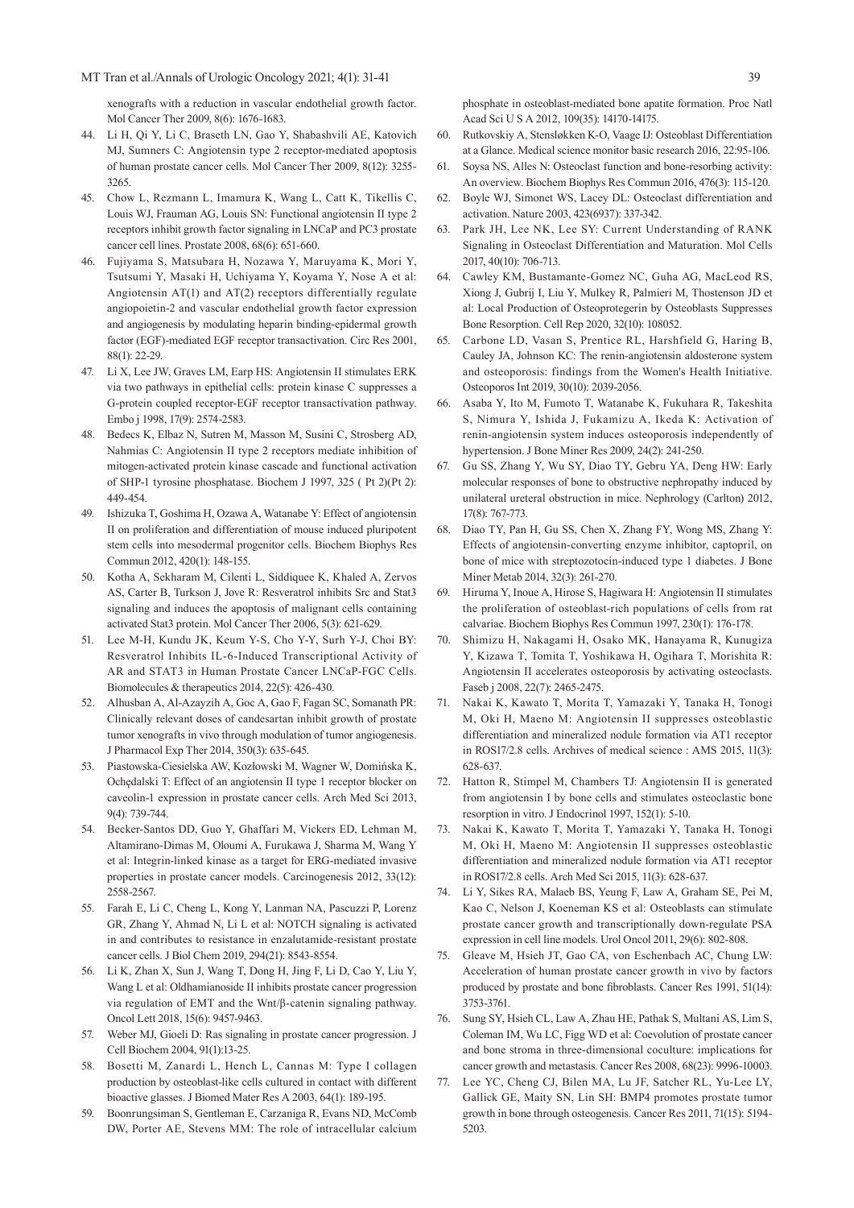xenografts with a reduction in vascular endothelial growth factor. Mol Cancer Ther 2009, 8(6): 1676-1683.

44. Li H, Qi Y, Li C, Braseth LN, Gao Y, Shabashvili AE, Katovich MJ, Sumners C: Angiotensin type 2 receptor-mediated apoptosis of human prostate cancer cells. Mol Cancer Ther 2009, 8(12): 3255-3265.
45. Chow L, Rezmann L, Imamura K, Wang L, Catt K, Tikellis C, Louis WJ, Frauman AG, Louis SN: Functional angiotensin II type 2 receptors inhibit growth factor signaling in LNCaP and PC3 prostate cancer cell lines. Prostate 2008, 68(6): 651-660.
46. Fujiyama S, Matsubara H, Nozawa Y, Maruyama K, Mori Y, Tsutsumi Y, Masaki H, Uchiyama Y, Koyama Y, Nose A et al: Angiotensin AT(1) and AT(2) receptors differentially regulate angiopoietin-2 and vascular endothelial growth factor expression and angiogenesis by modulating heparin binding-epidermal growth factor (EGF)-mediated EGF receptor transactivation. Circ Res 2001, 88(1): 22-29.
47. Li X, Lee JW, Graves LM, Earp HS: Angiotensin II stimulates ERK via two pathways in epithelial cells: protein kinase C suppresses a G-protein coupled receptor-EGF receptor transactivation pathway. Embo j 1998, 17(9): 2574-2583.
48. Bedecs K, Elbaz N, Sutren M, Masson M, Susini C, Strosberg AD, Nahmias C: Angiotensin II type 2 receptors mediate inhibition of mitogen-activated protein kinase cascade and functional activation of SHP-1 tyrosine phosphatase. Biochem J 1997, 325 ( Pt 2)(Pt 2): 449-454.
49. Ishizuka T, Goshima H, Ozawa A, Watanabe Y: Effect of angiotensin II on proliferation and differentiation of mouse induced pluripotent stem cells into mesodermal progenitor cells. Biochem Biophys Res Commun 2012, 420(1): 148-155.
50. Kotha A, Sekharam M, Cilenti L, Siddiquee K, Khaled A, Zervos AS, Carter B, Turkson J, Jove R: Resveratrol inhibits Src and Stat3 signaling and induces the apoptosis of malignant cells containing activated Stat3 protein. Mol Cancer Ther 2006, 5(3): 621-629.
51. Lee M-H, Kundu JK, Keum Y-S, Cho Y-Y, Surh Y-J, Choi BY: Resveratrol Inhibits IL-6-Induced Transcriptional Activity of AR and STAT3 in Human Prostate Cancer LNCaP-FGC Cells. Biomolecules & therapeutics 2014, 22(5): 426-430.
52. Alhusban A, Al-Azayzih A, Goc A, Gao F, Fagan SC, Somanath PR: Clinically relevant doses of candesartan inhibit growth of prostate tumor xenografts in vivo through modulation of tumor angiogenesis. J Pharmacol Exp Ther 2014, 350(3): 635-645.
53. Piastowska-Ciesielska AW, Kozłowski M, Wagner W, Domińska K, Ochędalski T: Effect of an angiotensin II type 1 receptor blocker on caveolin-1 expression in prostate cancer cells. Arch Med Sci 2013, 9(4): 739-744.
54. Becker-Santos DD, Guo Y, Ghaffari M, Vickers ED, Lehman M, Altamirano-Dimas M, Oloumi A, Furukawa J, Sharma M, Wang Y et al: Integrin-linked kinase as a target for ERG-mediated invasive properties in prostate cancer models. Carcinogenesis 2012, 33(12): 2558-2567.
55. Farah E, Li C, Cheng L, Kong Y, Lanman NA, Pascuzzi P, Lorenz GR, Zhang Y, Ahmad N, Li L et al: NOTCH signaling is activated in and contributes to resistance in enzalutamide-resistant prostate cancer cells. J Biol Chem 2019, 294(21): 8543-8554.
56. Li K, Zhan X, Sun J, Wang T, Dong H, Jing F, Li D, Cao Y, Liu Y, Wang L et al: Oldhamianoside II inhibits prostate cancer progression via regulation of EMT and the Wnt/β-catenin signaling pathway. Oncol Lett 2018, 15(6): 9457-9463.
57. Weber MJ, Gioeli D: Ras signaling in prostate cancer progression. J Cell Biochem 2004, 91(1):13-25.
58. Bosetti M, Zanardi L, Hench L, Cannas M: Type I collagen production by osteoblast-like cells cultured in contact with different bioactive glasses. J Biomed Mater Res A 2003, 64(1): 189-195.
59. Boonrungsiman S, Gentleman E, Carzaniga R, Evans ND, McComb DW, Porter AE, Stevens MM: The role of intracellular calcium phosphate in osteoblast-mediated bone apatite formation. Proc Natl Acad Sci U S A 2012, 109(35): 14170-14175.
60. Rutkovskiy A, Stensløkken K-O, Vaage IJ: Osteoblast Differentiation at a Glance. Medical science monitor basic research 2016, 22:95-106.
61. Soysa NS, Alles N: Osteoclast function and bone-resorbing activity: An overview. Biochem Biophys Res Commun 2016, 476(3): 115-120.
62. Boyle WJ, Simonet WS, Lacey DL: Osteoclast differentiation and activation. Nature 2003, 423(6937): 337-342.
63. Park JH, Lee NK, Lee SY: Current Understanding of RANK Signaling in Osteoclast Differentiation and Maturation. Mol Cells 2017, 40(10): 706-713.
64. Cawley KM, Bustamante-Gomez NC, Guha AG, MacLeod RS, Xiong J, Gubrij I, Liu Y, Mulkey R, Palmieri M, Thostenson JD et al: Local Production of Osteoprotegerin by Osteoblasts Suppresses Bone Resorption. Cell Rep 2020, 32(10): 108052.
65. Carbone LD, Vasan S, Prentice RL, Harshfield G, Haring B, Cauley JA, Johnson KC: The renin-angiotensin aldosterone system and osteoporosis: findings from the Women's Health Initiative. Osteoporos Int 2019, 30(10): 2039-2056.
66. Asaba Y, Ito M, Fumoto T, Watanabe K, Fukuhara R, Takeshita S, Nimura Y, Ishida J, Fukamizu A, Ikeda K: Activation of renin-angiotensin system induces osteoporosis independently of hypertension. J Bone Miner Res 2009, 24(2): 241-250.
67. Gu SS, Zhang Y, Wu SY, Diao TY, Gebru YA, Deng HW: Early molecular responses of bone to obstructive nephropathy induced by unilateral ureteral obstruction in mice. Nephrology (Carlton) 2012, 17(8): 767-773.
68. Diao TY, Pan H, Gu SS, Chen X, Zhang FY, Wong MS, Zhang Y: Effects of angiotensin-converting enzyme inhibitor, captopril, on bone of mice with streptozotocin-induced type 1 diabetes. J Bone Miner Metab 2014, 32(3): 261-270.
69. Hiruma Y, Inoue A, Hirose S, Hagiwara H: Angiotensin II stimulates the proliferation of osteoblast-rich populations of cells from rat calvariae. Biochem Biophys Res Commun 1997, 230(1): 176-178.
70. Shimizu H, Nakagami H, Osako MK, Hanayama R, Kunugiza Y, Kizawa T, Tomita T, Yoshikawa H, Ogihara T, Morishita R: Angiotensin II accelerates osteoporosis by activating osteoclasts. Faseb j 2008, 22(7): 2465-2475.
71. Nakai K, Kawato T, Morita T, Yamazaki Y, Tanaka H, Tonogi M, Oki H, Maeno M: Angiotensin II suppresses osteoblastic differentiation and mineralized nodule formation via AT1 receptor in ROS17/2.8 cells. Archives of medical science : AMS 2015, 11(3): 628-637.
72. Hatton R, Stimpel M, Chambers TJ: Angiotensin II is generated from angiotensin I by bone cells and stimulates osteoclastic bone resorption in vitro. J Endocrinol 1997, 152(1): 5-10.
73. Nakai K, Kawato T, Morita T, Yamazaki Y, Tanaka H, Tonogi M, Oki H, Maeno M: Angiotensin II suppresses osteoblastic differentiation and mineralized nodule formation via AT1 receptor in ROS17/2.8 cells. Arch Med Sci 2015, 11(3): 628-637.
74. Li Y, Sikes RA, Malaeb BS, Yeung F, Law A, Graham SE, Pei M, Kao C, Nelson J, Koeneman KS et al: Osteoblasts can stimulate prostate cancer growth and transcriptionally down-regulate PSA expression in cell line models. Urol Oncol 2011, 29(6): 802-808.
75. Gleave M, Hsieh JT, Gao CA, von Eschenbach AC, Chung LW: Acceleration of human prostate cancer growth in vivo by factors produced by prostate and bone fibroblasts. Cancer Res 1991, 51(14): 3753-3761.
76. Sung SY, Hsieh CL, Law A, Zhau HE, Pathak S, Multani AS, Lim S, Coleman IM, Wu LC, Figg WD et al: Coevolution of prostate cancer and bone stroma in three-dimensional coculture: implications for cancer growth and metastasis. Cancer Res 2008, 68(23): 9996-10003.
77. Lee YC, Cheng CJ, Bilen MA, Lu JF, Satcher RL, Yu-Lee LY, Gallick GE, Maity SN, Lin SH: BMP4 promotes prostate tumor growth in bone through osteogenesis. Cancer Res 2011, 71(15): 5194-5203.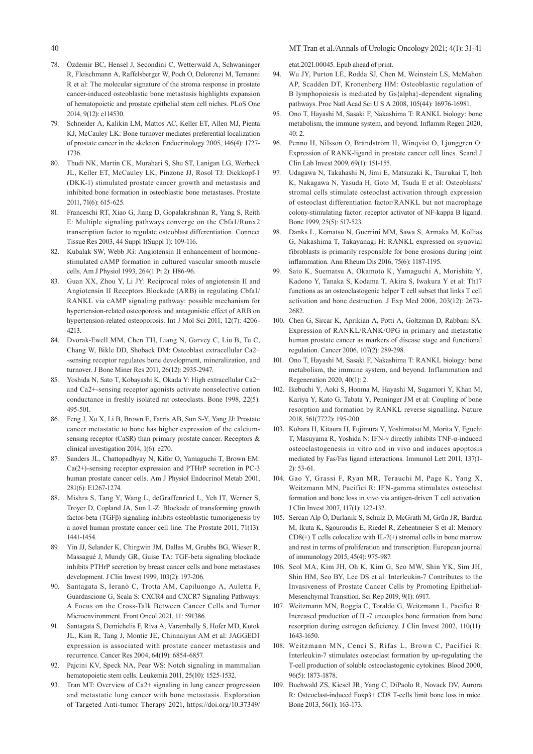78. Özdemir BC, Hensel J, Secondini C, Wetterwald A, Schwaninger R, Fleischmann A, Raffelsberger W, Poch O, Delorenzi M, Temanni R et al: The molecular signature of the stroma response in prostate cancer-induced osteoblastic bone metastasis highlights expansion of hematopoietic and prostate epithelial stem cell niches. PLoS One 2014, 9(12): e114530.
79. Schneider A, Kalikin LM, Mattos AC, Keller ET, Allen MJ, Pienta KJ, McCauley LK: Bone turnover mediates preferential localization of prostate cancer in the skeleton. Endocrinology 2005, 146(4): 1727-1736.
80. Thudi NK, Martin CK, Murahari S, Shu ST, Lanigan LG, Werbeck JL, Keller ET, McCauley LK, Pinzone JJ, Rosol TJ: Dickkopf-1 (DKK-1) stimulated prostate cancer growth and metastasis and inhibited bone formation in osteoblastic bone metastases. Prostate 2011, 71(6): 615-625.
81. Franceschi RT, Xiao G, Jiang D, Gopalakrishnan R, Yang S, Reith E: Multiple signaling pathways converge on the Cbfa1/Runx2 transcription factor to regulate osteoblast differentiation. Connect Tissue Res 2003, 44 Suppl 1(Suppl 1): 109-116.
82. Kubalak SW, Webb JG: Angiotensin II enhancement of hormone-stimulated cAMP formation in cultured vascular smooth muscle cells. Am J Physiol 1993, 264(1 Pt 2): H86-96.
83. Guan XX, Zhou Y, Li JY: Reciprocal roles of angiotensin II and Angiotensin II Receptors Blockade (ARB) in regulating Cbfa1/RANKL via cAMP signaling pathway: possible mechanism for hypertension-related osteoporosis and antagonistic effect of ARB on hypertension-related osteoporosis. Int J Mol Sci 2011, 12(7): 4206-4213.
84. Dvorak-Ewell MM, Chen TH, Liang N, Garvey C, Liu B, Tu C, Chang W, Bikle DD, Shoback DM: Osteoblast extracellular Ca2+ -sensing receptor regulates bone development, mineralization, and turnover. J Bone Miner Res 2011, 26(12): 2935-2947.
85. Yoshida N, Sato T, Kobayashi K, Okada Y: High extracellular Ca2+ and Ca2+-sensing receptor agonists activate nonselective cation conductance in freshly isolated rat osteoclasts. Bone 1998, 22(5): 495-501.
86. Feng J, Xu X, Li B, Brown E, Farris AB, Sun S-Y, Yang JJ: Prostate cancer metastatic to bone has higher expression of the calcium-sensing receptor (CaSR) than primary prostate cancer. Receptors & clinical investigation 2014, 1(6): e270.
87. Sanders JL, Chattopadhyay N, Kifor O, Yamaguchi T, Brown EM: Ca(2+)-sensing receptor expression and PTHrP secretion in PC-3 human prostate cancer cells. Am J Physiol Endocrinol Metab 2001, 281(6): E1267-1274.
88. Mishra S, Tang Y, Wang L, deGraffenried L, Yeh IT, Werner S, Troyer D, Copland JA, Sun L-Z: Blockade of transforming growth factor-beta (TGFβ) signaling inhibits osteoblastic tumorigenesis by a novel human prostate cancer cell line. The Prostate 2011, 71(13): 1441-1454.
89. Yin JJ, Selander K, Chirgwin JM, Dallas M, Grubbs BG, Wieser R, Massagué J, Mundy GR, Guise TA: TGF-beta signaling blockade inhibits PTHrP secretion by breast cancer cells and bone metastases development. J Clin Invest 1999, 103(2): 197-206.
90. Santagata S, Ieranò C, Trotta AM, Capiluongo A, Auletta F, Guardascione G, Scala S: CXCR4 and CXCR7 Signaling Pathways: A Focus on the Cross-Talk Between Cancer Cells and Tumor Microenvironment. Front Oncol 2021, 11: 591386.
91. Santagata S, Demichelis F, Riva A, Varambally S, Hofer MD, Kutok JL, Kim R, Tang J, Montie JE, Chinnaiyan AM et al: JAGGED1 expression is associated with prostate cancer metastasis and recurrence. Cancer Res 2004, 64(19): 6854-6857.
92. Pajcini KV, Speck NA, Pear WS: Notch signaling in mammalian hematopoietic stem cells. Leukemia 2011, 25(10): 1525-1532.
93. Tran MT: Overview of Ca2+ signaling in lung cancer progression and metastatic lung cancer with bone metastasis. Exploration of Targeted Anti-tumor Therapy 2021, https://doi.org/10.37349/etat.2021.00045. Epub ahead of print.
94. Wu JY, Purton LE, Rodda SJ, Chen M, Weinstein LS, McMahon AP, Scadden DT, Kronenberg HM: Osteoblastic regulation of B lymphopoiesis is mediated by Gs{alpha}-dependent signaling pathways. Proc Natl Acad Sci U S A 2008, 105(44): 16976-16981.
95. Ono T, Hayashi M, Sasaki F, Nakashima T: RANKL biology: bone metabolism, the immune system, and beyond. Inflamm Regen 2020, 40: 2.
96. Penno H, Nilsson O, Brändström H, Winqvist O, Ljunggren O: Expression of RANK-ligand in prostate cancer cell lines. Scand J Clin Lab Invest 2009, 69(1): 151-155.
97. Udagawa N, Takahashi N, Jimi E, Matsuzaki K, Tsurukai T, Itoh K, Nakagawa N, Yasuda H, Goto M, Tsuda E et al: Osteoblasts/stromal cells stimulate osteoclast activation through expression of osteoclast differentiation factor/RANKL but not macrophage colony-stimulating factor: receptor activator of NF-kappa B ligand. Bone 1999, 25(5): 517-523.
98. Danks L, Komatsu N, Guerrini MM, Sawa S, Armaka M, Kollias G, Nakashima T, Takayanagi H: RANKL expressed on synovial fibroblasts is primarily responsible for bone erosions during joint inflammation. Ann Rheum Dis 2016, 75(6): 1187-1195.
99. Sato K, Suematsu A, Okamoto K, Yamaguchi A, Morishita Y, Kadono Y, Tanaka S, Kodama T, Akira S, Iwakura Y et al: Th17 functions as an osteoclastogenic helper T cell subset that links T cell activation and bone destruction. J Exp Med 2006, 203(12): 2673-2682.
100. Chen G, Sircar K, Aprikian A, Potti A, Goltzman D, Rabbani SA: Expression of RANKL/RANK/OPG in primary and metastatic human prostate cancer as markers of disease stage and functional regulation. Cancer 2006, 107(2): 289-298.
101. Ono T, Hayashi M, Sasaki F, Nakashima T: RANKL biology: bone metabolism, the immune system, and beyond. Inflammation and Regeneration 2020, 40(1): 2.
102. Ikebuchi Y, Aoki S, Honma M, Hayashi M, Sugamori Y, Khan M, Kariya Y, Kato G, Tabata Y, Penninger JM et al: Coupling of bone resorption and formation by RANKL reverse signalling. Nature 2018, 561(7722): 195-200.
103. Kohara H, Kitaura H, Fujimura Y, Yoshimatsu M, Morita Y, Eguchi T, Masuyama R, Yoshida N: IFN-γ directly inhibits TNF-α-induced osteoclastogenesis in vitro and in vivo and induces apoptosis mediated by Fas/Fas ligand interactions. Immunol Lett 2011, 137(1-2): 53-61.
104. Gao Y, Grassi F, Ryan MR, Terauchi M, Page K, Yang X, Weitzmann MN, Pacifici R: IFN-gamma stimulates osteoclast formation and bone loss in vivo via antigen-driven T cell activation. J Clin Invest 2007, 117(1): 122-132.
105. Sercan Alp Ö, Durlanik S, Schulz D, McGrath M, Grün JR, Bardua M, Ikuta K, Sgouroudis E, Riedel R, Zehentmeier S et al: Memory CD8(+) T cells colocalize with IL-7(+) stromal cells in bone marrow and rest in terms of proliferation and transcription. European journal of immunology 2015, 45(4): 975-987.
106. Seol MA, Kim JH, Oh K, Kim G, Seo MW, Shin YK, Sim JH, Shin HM, Seo BY, Lee DS et al: Interleukin-7 Contributes to the Invasiveness of Prostate Cancer Cells by Promoting Epithelial-Mesenchymal Transition. Sci Rep 2019, 9(1): 6917.
107. Weitzmann MN, Roggia C, Toraldo G, Weitzmann L, Pacifici R: Increased production of IL-7 uncouples bone formation from bone resorption during estrogen deficiency. J Clin Invest 2002, 110(11): 1643-1650.
108. Weitzmann MN, Cenci S, Rifas L, Brown C, Pacifici R: Interleukin-7 stimulates osteoclast formation by up-regulating the T-cell production of soluble osteoclastogenic cytokines. Blood 2000, 96(5): 1873-1878.
109. Buchwald ZS, Kiesel JR, Yang C, DiPaolo R, Novack DV, Aurora R: Osteoclast-induced Foxp3+ CD8 T-cells limit bone loss in mice. Bone 2013, 56(1): 163-173.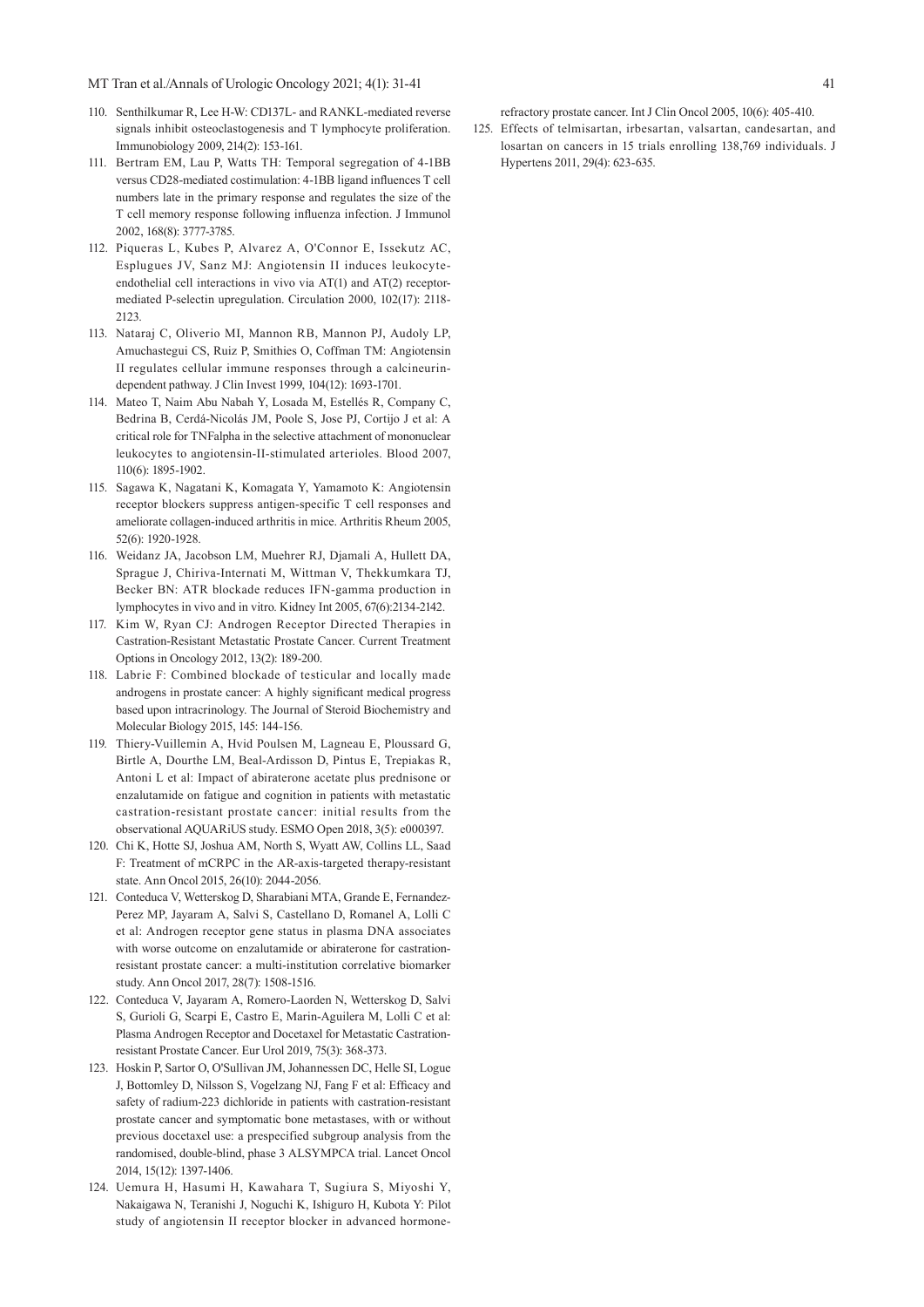110. Senthilkumar R, Lee H-W: CD137L- and RANKL-mediated reverse signals inhibit osteoclastogenesis and T lymphocyte proliferation. Immunobiology 2009, 214(2): 153-161.
111. Bertram EM, Lau P, Watts TH: Temporal segregation of 4-1BB versus CD28-mediated costimulation: 4-1BB ligand influences T cell numbers late in the primary response and regulates the size of the T cell memory response following influenza infection. J Immunol 2002, 168(8): 3777-3785.
112. Piqueras L, Kubes P, Alvarez A, O'Connor E, Issekutz AC, Esplugues JV, Sanz MJ: Angiotensin II induces leukocyte-endothelial cell interactions in vivo via AT(1) and AT(2) receptor-mediated P-selectin upregulation. Circulation 2000, 102(17): 2118-2123.
113. Nataraj C, Oliverio MI, Mannon RB, Mannon PJ, Audoly LP, Amuchastegui CS, Ruiz P, Smithies O, Coffman TM: Angiotensin II regulates cellular immune responses through a calcineurin-dependent pathway. J Clin Invest 1999, 104(12): 1693-1701.
114. Mateo T, Naim Abu Nabah Y, Losada M, Estellés R, Company C, Bedrina B, Cerdá-Nicolás JM, Poole S, Jose PJ, Cortijo J et al: A critical role for TNFalpha in the selective attachment of mononuclear leukocytes to angiotensin-II-stimulated arterioles. Blood 2007, 110(6): 1895-1902.
115. Sagawa K, Nagatani K, Komagata Y, Yamamoto K: Angiotensin receptor blockers suppress antigen-specific T cell responses and ameliorate collagen-induced arthritis in mice. Arthritis Rheum 2005, 52(6): 1920-1928.
116. Weidanz JA, Jacobson LM, Muehrer RJ, Djamali A, Hullett DA, Sprague J, Chiriva-Internati M, Wittman V, Thekkumkara TJ, Becker BN: ATR blockade reduces IFN-gamma production in lymphocytes in vivo and in vitro. Kidney Int 2005, 67(6):2134-2142.
117. Kim W, Ryan CJ: Androgen Receptor Directed Therapies in Castration-Resistant Metastatic Prostate Cancer. Current Treatment Options in Oncology 2012, 13(2): 189-200.
118. Labrie F: Combined blockade of testicular and locally made androgens in prostate cancer: A highly significant medical progress based upon intracrinology. The Journal of Steroid Biochemistry and Molecular Biology 2015, 145: 144-156.
119. Thiery-Vuillemin A, Hvid Poulsen M, Lagneau E, Ploussard G, Birtle A, Dourthe LM, Beal-Ardisson D, Pintus E, Trepiakas R, Antoni L et al: Impact of abiraterone acetate plus prednisone or enzalutamide on fatigue and cognition in patients with metastatic castration-resistant prostate cancer: initial results from the observational AQUARiUS study. ESMO Open 2018, 3(5): e000397.
120. Chi K, Hotte SJ, Joshua AM, North S, Wyatt AW, Collins LL, Saad F: Treatment of mCRPC in the AR-axis-targeted therapy-resistant state. Ann Oncol 2015, 26(10): 2044-2056.
121. Conteduca V, Wetterskog D, Sharabiani MTA, Grande E, Fernandez-Perez MP, Jayaram A, Salvi S, Castellano D, Romanel A, Lolli C et al: Androgen receptor gene status in plasma DNA associates with worse outcome on enzalutamide or abiraterone for castration-resistant prostate cancer: a multi-institution correlative biomarker study. Ann Oncol 2017, 28(7): 1508-1516.
122. Conteduca V, Jayaram A, Romero-Laorden N, Wetterskog D, Salvi S, Gurioli G, Scarpi E, Castro E, Marin-Aguilera M, Lolli C et al: Plasma Androgen Receptor and Docetaxel for Metastatic Castration-resistant Prostate Cancer. Eur Urol 2019, 75(3): 368-373.
123. Hoskin P, Sartor O, O'Sullivan JM, Johannessen DC, Helle SI, Logue J, Bottomley D, Nilsson S, Vogelzang NJ, Fang F et al: Efficacy and safety of radium-223 dichloride in patients with castration-resistant prostate cancer and symptomatic bone metastases, with or without previous docetaxel use: a prespecified subgroup analysis from the randomised, double-blind, phase 3 ALSYMPCA trial. Lancet Oncol 2014, 15(12): 1397-1406.
124. Uemura H, Hasumi H, Kawahara T, Sugiura S, Miyoshi Y, Nakaigawa N, Teranishi J, Noguchi K, Ishiguro H, Kubota Y: Pilot study of angiotensin II receptor blocker in advanced hormone-refractory prostate cancer. Int J Clin Oncol 2005, 10(6): 405-410.
125. Effects of telmisartan, irbesartan, valsartan, candesartan, and losartan on cancers in 15 trials enrolling 138,769 individuals. J Hypertens 2011, 29(4): 623-635.